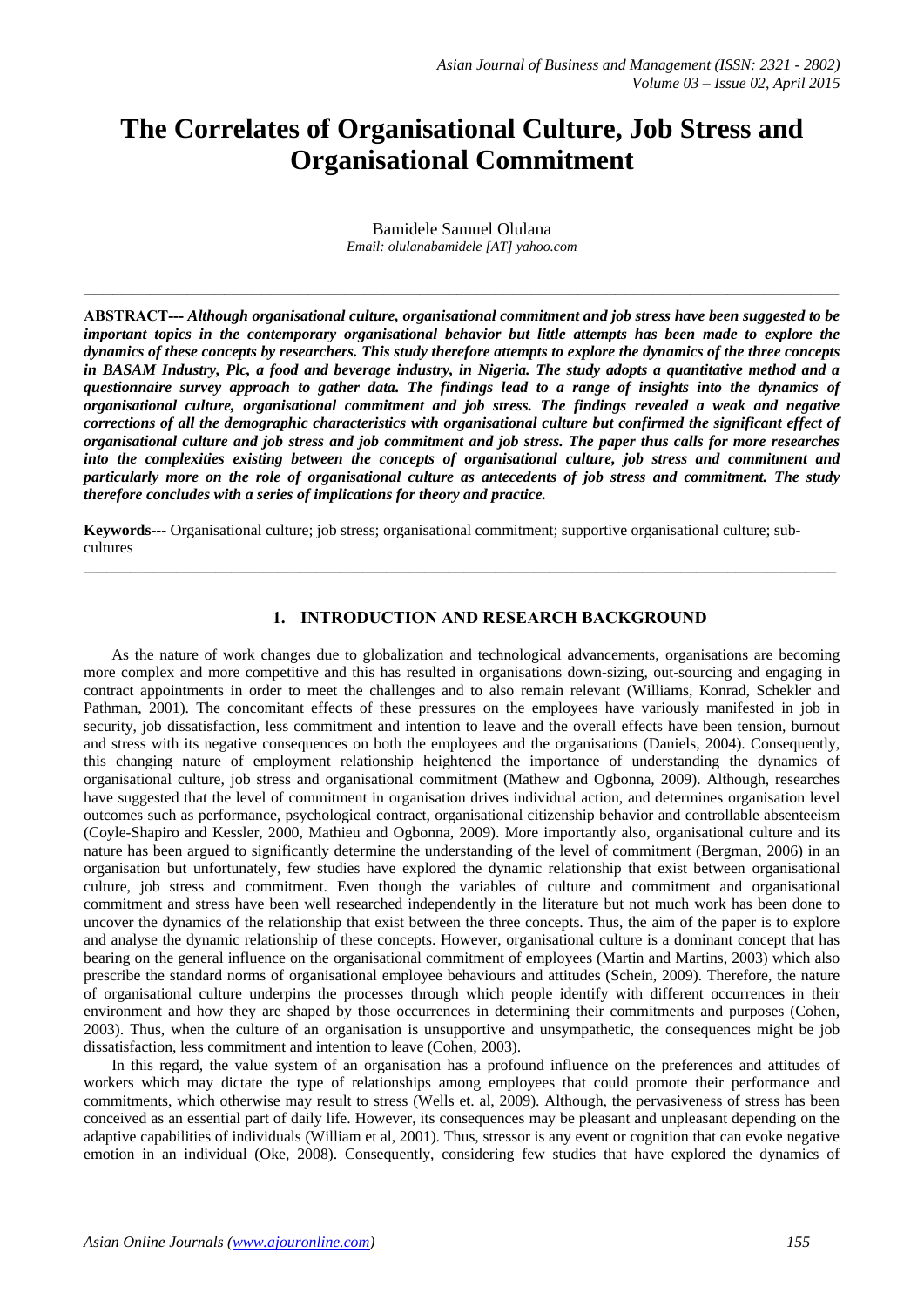# The Correlates of Organisational Culture, Job Stress and Organisational Commitment

Bamidele Samuel Olulana

*Email: olulanabamidele [AT] yahoo.com*

---

**ABSTRACT---** ***Although organisational culture, organisational commitment and job stress have been suggested to be important topics in the contemporary organisational behavior but little attempts has been made to explore the dynamics of these concepts by researchers. This study therefore attempts to explore the dynamics of the three concepts in BASAM Industry, Plc, a food and beverage industry, in Nigeria. The study adopts a quantitative method and a questionnaire survey approach to gather data. The findings lead to a range of insights into the dynamics of organisational culture, organisational commitment and job stress. The findings revealed a weak and negative corrections of all the demographic characteristics with organisational culture but confirmed the significant effect of organisational culture and job stress and job commitment and job stress. The paper thus calls for more researches into the complexities existing between the concepts of organisational culture, job stress and commitment and particularly more on the role of organisational culture as antecedents of job stress and commitment. The study therefore concludes with a series of implications for theory and practice.***

**Keywords---** Organisational culture; job stress; organisational commitment; supportive organisational culture; sub-cultures

---

## 1. INTRODUCTION AND RESEARCH BACKGROUND

As the nature of work changes due to globalization and technological advancements, organisations are becoming more complex and more competitive and this has resulted in organisations down-sizing, out-sourcing and engaging in contract appointments in order to meet the challenges and to also remain relevant (Williams, Konrad, Schekler and Pathman, 2001). The concomitant effects of these pressures on the employees have variously manifested in job in security, job dissatisfaction, less commitment and intention to leave and the overall effects have been tension, burnout and stress with its negative consequences on both the employees and the organisations (Daniels, 2004). Consequently, this changing nature of employment relationship heightened the importance of understanding the dynamics of organisational culture, job stress and organisational commitment (Mathew and Ogbonna, 2009). Although, researches have suggested that the level of commitment in organisation drives individual action, and determines organisation level outcomes such as performance, psychological contract, organisational citizenship behavior and controllable absenteeism (Coyle-Shapiro and Kessler, 2000, Mathieu and Ogbonna, 2009). More importantly also, organisational culture and its nature has been argued to significantly determine the understanding of the level of commitment (Bergman, 2006) in an organisation but unfortunately, few studies have explored the dynamic relationship that exist between organisational culture, job stress and commitment. Even though the variables of culture and commitment and organisational commitment and stress have been well researched independently in the literature but not much work has been done to uncover the dynamics of the relationship that exist between the three concepts. Thus, the aim of the paper is to explore and analyse the dynamic relationship of these concepts. However, organisational culture is a dominant concept that has bearing on the general influence on the organisational commitment of employees (Martin and Martins, 2003) which also prescribe the standard norms of organisational employee behaviours and attitudes (Schein, 2009). Therefore, the nature of organisational culture underpins the processes through which people identify with different occurrences in their environment and how they are shaped by those occurrences in determining their commitments and purposes (Cohen, 2003). Thus, when the culture of an organisation is unsupportive and unsympathetic, the consequences might be job dissatisfaction, less commitment and intention to leave (Cohen, 2003).

In this regard, the value system of an organisation has a profound influence on the preferences and attitudes of workers which may dictate the type of relationships among employees that could promote their performance and commitments, which otherwise may result to stress (Wells et. al, 2009). Although, the pervasiveness of stress has been conceived as an essential part of daily life. However, its consequences may be pleasant and unpleasant depending on the adaptive capabilities of individuals (William et al, 2001). Thus, stressor is any event or cognition that can evoke negative emotion in an individual (Oke, 2008). Consequently, considering few studies that have explored the dynamics of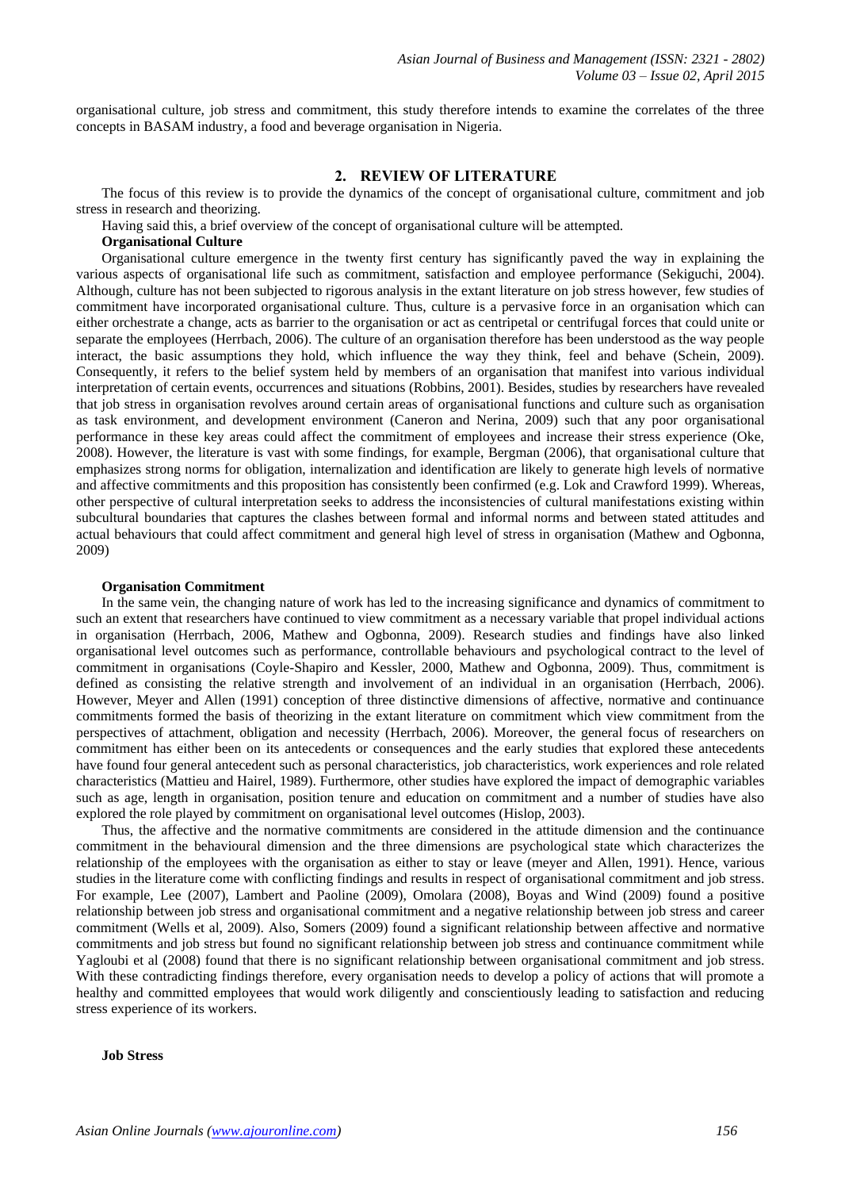organisational culture, job stress and commitment, this study therefore intends to examine the correlates of the three concepts in BASAM industry, a food and beverage organisation in Nigeria.

## 2. REVIEW OF LITERATURE

The focus of this review is to provide the dynamics of the concept of organisational culture, commitment and job stress in research and theorizing.

Having said this, a brief overview of the concept of organisational culture will be attempted.

**Organisational Culture**

Organisational culture emergence in the twenty first century has significantly paved the way in explaining the various aspects of organisational life such as commitment, satisfaction and employee performance (Sekiguchi, 2004). Although, culture has not been subjected to rigorous analysis in the extant literature on job stress however, few studies of commitment have incorporated organisational culture. Thus, culture is a pervasive force in an organisation which can either orchestrate a change, acts as barrier to the organisation or act as centripetal or centrifugal forces that could unite or separate the employees (Herrbach, 2006). The culture of an organisation therefore has been understood as the way people interact, the basic assumptions they hold, which influence the way they think, feel and behave (Schein, 2009). Consequently, it refers to the belief system held by members of an organisation that manifest into various individual interpretation of certain events, occurrences and situations (Robbins, 2001). Besides, studies by researchers have revealed that job stress in organisation revolves around certain areas of organisational functions and culture such as organisation as task environment, and development environment (Caneron and Nerina, 2009) such that any poor organisational performance in these key areas could affect the commitment of employees and increase their stress experience (Oke, 2008). However, the literature is vast with some findings, for example, Bergman (2006), that organisational culture that emphasizes strong norms for obligation, internalization and identification are likely to generate high levels of normative and affective commitments and this proposition has consistently been confirmed (e.g. Lok and Crawford 1999). Whereas, other perspective of cultural interpretation seeks to address the inconsistencies of cultural manifestations existing within subcultural boundaries that captures the clashes between formal and informal norms and between stated attitudes and actual behaviours that could affect commitment and general high level of stress in organisation (Mathew and Ogbonna, 2009)

**Organisation Commitment**

In the same vein, the changing nature of work has led to the increasing significance and dynamics of commitment to such an extent that researchers have continued to view commitment as a necessary variable that propel individual actions in organisation (Herrbach, 2006, Mathew and Ogbonna, 2009). Research studies and findings have also linked organisational level outcomes such as performance, controllable behaviours and psychological contract to the level of commitment in organisations (Coyle-Shapiro and Kessler, 2000, Mathew and Ogbonna, 2009). Thus, commitment is defined as consisting the relative strength and involvement of an individual in an organisation (Herrbach, 2006). However, Meyer and Allen (1991) conception of three distinctive dimensions of affective, normative and continuance commitments formed the basis of theorizing in the extant literature on commitment which view commitment from the perspectives of attachment, obligation and necessity (Herrbach, 2006). Moreover, the general focus of researchers on commitment has either been on its antecedents or consequences and the early studies that explored these antecedents have found four general antecedent such as personal characteristics, job characteristics, work experiences and role related characteristics (Mattieu and Hairel, 1989). Furthermore, other studies have explored the impact of demographic variables such as age, length in organisation, position tenure and education on commitment and a number of studies have also explored the role played by commitment on organisational level outcomes (Hislop, 2003).

Thus, the affective and the normative commitments are considered in the attitude dimension and the continuance commitment in the behavioural dimension and the three dimensions are psychological state which characterizes the relationship of the employees with the organisation as either to stay or leave (meyer and Allen, 1991). Hence, various studies in the literature come with conflicting findings and results in respect of organisational commitment and job stress. For example, Lee (2007), Lambert and Paoline (2009), Omolara (2008), Boyas and Wind (2009) found a positive relationship between job stress and organisational commitment and a negative relationship between job stress and career commitment (Wells et al, 2009). Also, Somers (2009) found a significant relationship between affective and normative commitments and job stress but found no significant relationship between job stress and continuance commitment while Yagloubi et al (2008) found that there is no significant relationship between organisational commitment and job stress. With these contradicting findings therefore, every organisation needs to develop a policy of actions that will promote a healthy and committed employees that would work diligently and conscientiously leading to satisfaction and reducing stress experience of its workers.

**Job Stress**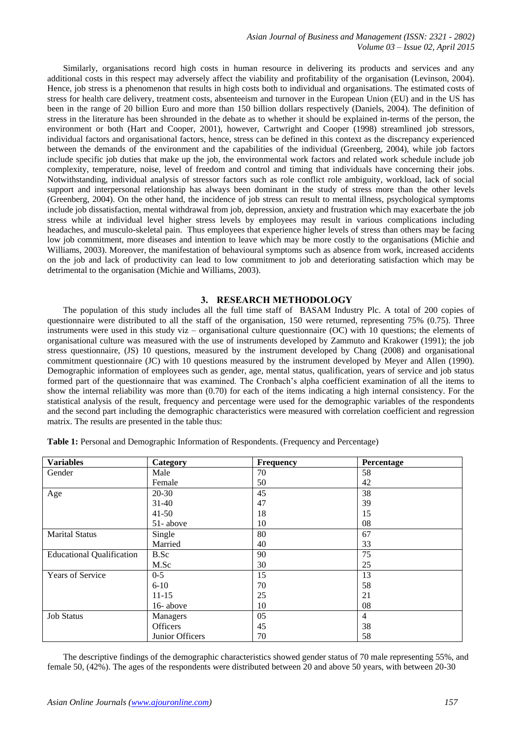Similarly, organisations record high costs in human resource in delivering its products and services and any additional costs in this respect may adversely affect the viability and profitability of the organisation (Levinson, 2004). Hence, job stress is a phenomenon that results in high costs both to individual and organisations. The estimated costs of stress for health care delivery, treatment costs, absenteeism and turnover in the European Union (EU) and in the US has been in the range of 20 billion Euro and more than 150 billion dollars respectively (Daniels, 2004). The definition of stress in the literature has been shrounded in the debate as to whether it should be explained in-terms of the person, the environment or both (Hart and Cooper, 2001), however, Cartwright and Cooper (1998) streamlined job stressors, individual factors and organisational factors, hence, stress can be defined in this context as the discrepancy experienced between the demands of the environment and the capabilities of the individual (Greenberg, 2004), while job factors include specific job duties that make up the job, the environmental work factors and related work schedule include job complexity, temperature, noise, level of freedom and control and timing that individuals have concerning their jobs. Notwithstanding, individual analysis of stressor factors such as role conflict role ambiguity, workload, lack of social support and interpersonal relationship has always been dominant in the study of stress more than the other levels (Greenberg, 2004). On the other hand, the incidence of job stress can result to mental illness, psychological symptoms include job dissatisfaction, mental withdrawal from job, depression, anxiety and frustration which may exacerbate the job stress while at individual level higher stress levels by employees may result in various complications including headaches, and musculo-skeletal pain. Thus employees that experience higher levels of stress than others may be facing low job commitment, more diseases and intention to leave which may be more costly to the organisations (Michie and Williams, 2003). Moreover, the manifestation of behavioural symptoms such as absence from work, increased accidents on the job and lack of productivity can lead to low commitment to job and deteriorating satisfaction which may be detrimental to the organisation (Michie and Williams, 2003).

## 3. RESEARCH METHODOLOGY

The population of this study includes all the full time staff of BASAM Industry Plc. A total of 200 copies of questionnaire were distributed to all the staff of the organisation, 150 were returned, representing 75% (0.75). Three instruments were used in this study viz – organisational culture questionnaire (OC) with 10 questions; the elements of organisational culture was measured with the use of instruments developed by Zammuto and Krakower (1991); the job stress questionnaire, (JS) 10 questions, measured by the instrument developed by Chang (2008) and organisational commitment questionnaire (JC) with 10 questions measured by the instrument developed by Meyer and Allen (1990). Demographic information of employees such as gender, age, mental status, qualification, years of service and job status formed part of the questionnaire that was examined. The Cronbach's alpha coefficient examination of all the items to show the internal reliability was more than (0.70) for each of the items indicating a high internal consistency. For the statistical analysis of the result, frequency and percentage were used for the demographic variables of the respondents and the second part including the demographic characteristics were measured with correlation coefficient and regression matrix. The results are presented in the table thus:

**Table 1:** Personal and Demographic Information of Respondents. (Frequency and Percentage)

| Variables | Category | Frequency | Percentage |
|---|---|---|---|
| Gender | Male | 70 | 58 |
| | Female | 50 | 42 |
| Age | 20-30 | 45 | 38 |
| | 31-40 | 47 | 39 |
| | 41-50 | 18 | 15 |
| | 51- above | 10 | 08 |
| Marital Status | Single | 80 | 67 |
| | Married | 40 | 33 |
| Educational Qualification | B.Sc | 90 | 75 |
| | M.Sc | 30 | 25 |
| Years of Service | 0-5 | 15 | 13 |
| | 6-10 | 70 | 58 |
| | 11-15 | 25 | 21 |
| | 16- above | 10 | 08 |
| Job Status | Managers | 05 | 4 |
| | Officers | 45 | 38 |
| | Junior Officers | 70 | 58 |

The descriptive findings of the demographic characteristics showed gender status of 70 male representing 55%, and female 50, (42%). The ages of the respondents were distributed between 20 and above 50 years, with between 20-30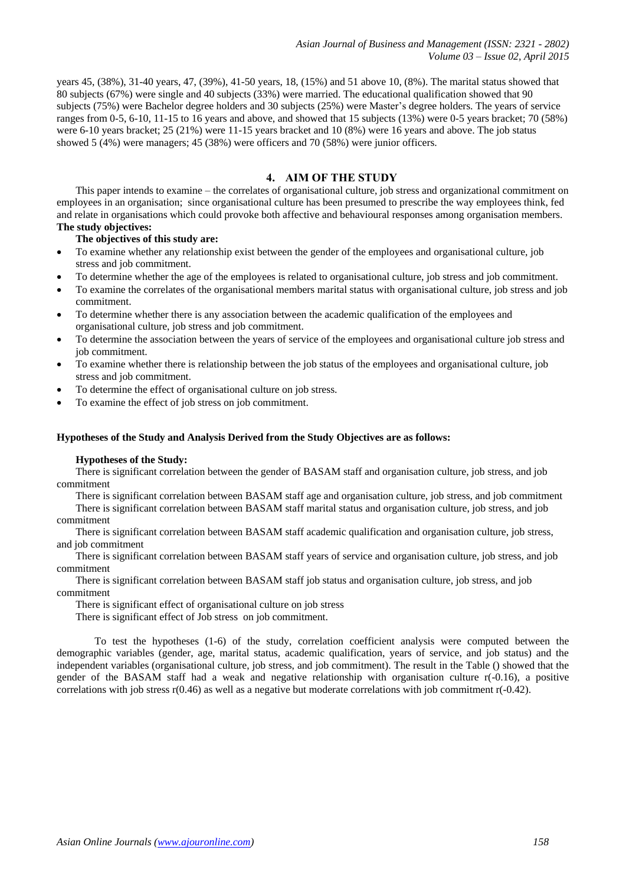years 45, (38%), 31-40 years, 47, (39%), 41-50 years, 18, (15%) and 51 above 10, (8%). The marital status showed that 80 subjects (67%) were single and 40 subjects (33%) were married. The educational qualification showed that 90 subjects (75%) were Bachelor degree holders and 30 subjects (25%) were Master's degree holders. The years of service ranges from 0-5, 6-10, 11-15 to 16 years and above, and showed that 15 subjects (13%) were 0-5 years bracket; 70 (58%) were 6-10 years bracket; 25 (21%) were 11-15 years bracket and 10 (8%) were 16 years and above. The job status showed 5 (4%) were managers; 45 (38%) were officers and 70 (58%) were junior officers.

## 4. AIM OF THE STUDY

This paper intends to examine – the correlates of organisational culture, job stress and organizational commitment on employees in an organisation; since organisational culture has been presumed to prescribe the way employees think, fed and relate in organisations which could provoke both affective and behavioural responses among organisation members.

**The study objectives:**

**The objectives of this study are:**

- To examine whether any relationship exist between the gender of the employees and organisational culture, job stress and job commitment.
- To determine whether the age of the employees is related to organisational culture, job stress and job commitment.
- To examine the correlates of the organisational members marital status with organisational culture, job stress and job commitment.
- To determine whether there is any association between the academic qualification of the employees and organisational culture, job stress and job commitment.
- To determine the association between the years of service of the employees and organisational culture job stress and job commitment.
- To examine whether there is relationship between the job status of the employees and organisational culture, job stress and job commitment.
- To determine the effect of organisational culture on job stress.
- To examine the effect of job stress on job commitment.

**Hypotheses of the Study and Analysis Derived from the Study Objectives are as follows:**

**Hypotheses of the Study:**

There is significant correlation between the gender of BASAM staff and organisation culture, job stress, and job commitment

There is significant correlation between BASAM staff age and organisation culture, job stress, and job commitment

There is significant correlation between BASAM staff marital status and organisation culture, job stress, and job commitment

There is significant correlation between BASAM staff academic qualification and organisation culture, job stress, and job commitment

There is significant correlation between BASAM staff years of service and organisation culture, job stress, and job commitment

There is significant correlation between BASAM staff job status and organisation culture, job stress, and job commitment

There is significant effect of organisational culture on job stress

There is significant effect of Job stress on job commitment.

To test the hypotheses (1-6) of the study, correlation coefficient analysis were computed between the demographic variables (gender, age, marital status, academic qualification, years of service, and job status) and the independent variables (organisational culture, job stress, and job commitment). The result in the Table () showed that the gender of the BASAM staff had a weak and negative relationship with organisation culture r(-0.16), a positive correlations with job stress r(0.46) as well as a negative but moderate correlations with job commitment r(-0.42).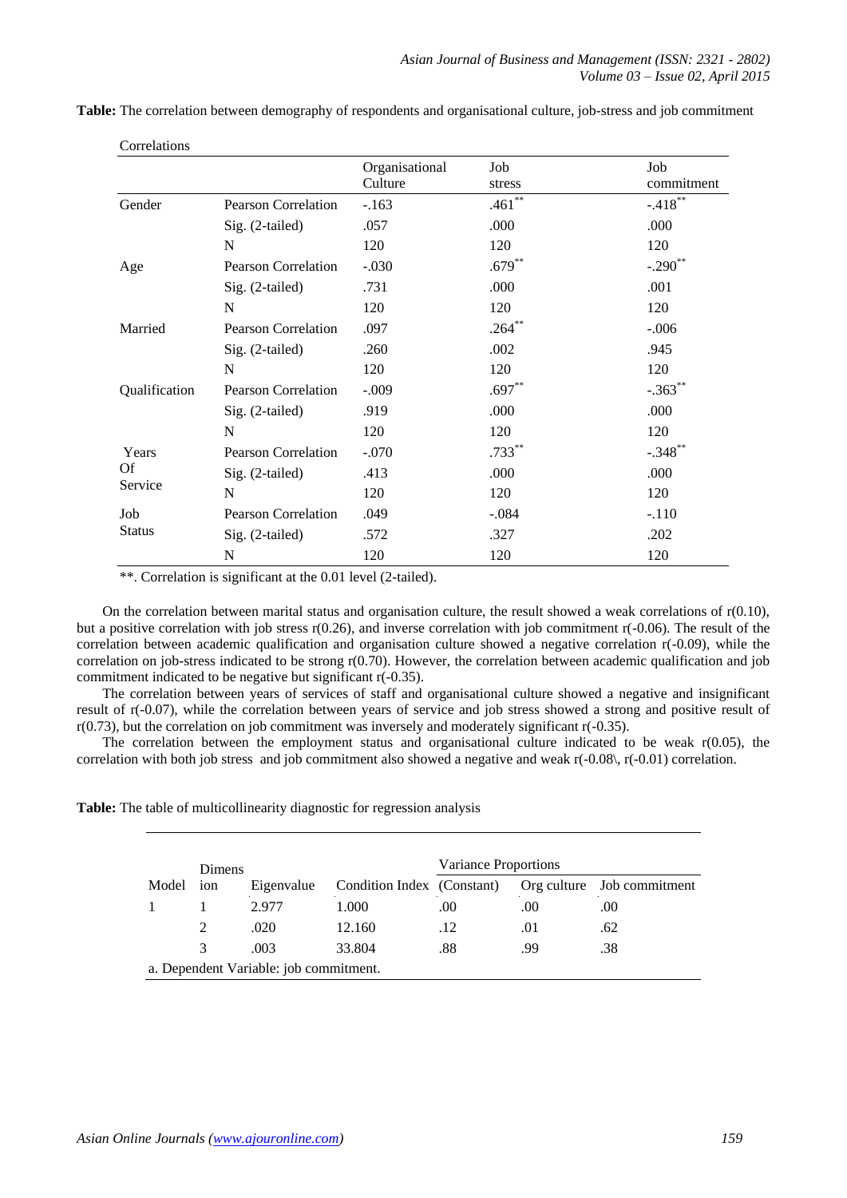**Table:** The correlation between demography of respondents and organisational culture, job-stress and job commitment

Correlations

| | | Organisational Culture | Job stress | Job commitment |
|---|---|---|---|---|
| Gender | Pearson Correlation | -.163 | .461** | -.418** |
| | Sig. (2-tailed) | .057 | .000 | .000 |
| | N | 120 | 120 | 120 |
| Age | Pearson Correlation | -.030 | .679** | -.290** |
| | Sig. (2-tailed) | .731 | .000 | .001 |
| | N | 120 | 120 | 120 |
| Married | Pearson Correlation | .097 | .264** | -.006 |
| | Sig. (2-tailed) | .260 | .002 | .945 |
| | N | 120 | 120 | 120 |
| Qualification | Pearson Correlation | -.009 | .697** | -.363** |
| | Sig. (2-tailed) | .919 | .000 | .000 |
| | N | 120 | 120 | 120 |
| Years Of Service | Pearson Correlation | -.070 | .733** | -.348** |
| | Sig. (2-tailed) | .413 | .000 | .000 |
| | N | 120 | 120 | 120 |
| Job Status | Pearson Correlation | .049 | -.084 | -.110 |
| | Sig. (2-tailed) | .572 | .327 | .202 |
| | N | 120 | 120 | 120 |

**. Correlation is significant at the 0.01 level (2-tailed).

On the correlation between marital status and organisation culture, the result showed a weak correlations of r(0.10), but a positive correlation with job stress r(0.26), and inverse correlation with job commitment r(-0.06). The result of the correlation between academic qualification and organisation culture showed a negative correlation r(-0.09), while the correlation on job-stress indicated to be strong r(0.70). However, the correlation between academic qualification and job commitment indicated to be negative but significant r(-0.35).

The correlation between years of services of staff and organisational culture showed a negative and insignificant result of r(-0.07), while the correlation between years of service and job stress showed a strong and positive result of r(0.73), but the correlation on job commitment was inversely and moderately significant r(-0.35).

The correlation between the employment status and organisational culture indicated to be weak r(0.05), the correlation with both job stress and job commitment also showed a negative and weak r(-0.08\, r(-0.01) correlation.

**Table:** The table of multicollinearity diagnostic for regression analysis

| Model | Dimension | Eigenvalue | Condition Index | Variance Proportions | | |
|---|---|---|---|---|---|---|
| | | | | (Constant) | Org culture | Job commitment |
| 1 | 1 | 2.977 | 1.000 | .00 | .00 | .00 |
| | 2 | .020 | 12.160 | .12 | .01 | .62 |
| | 3 | .003 | 33.804 | .88 | .99 | .38 |

a. Dependent Variable: job commitment.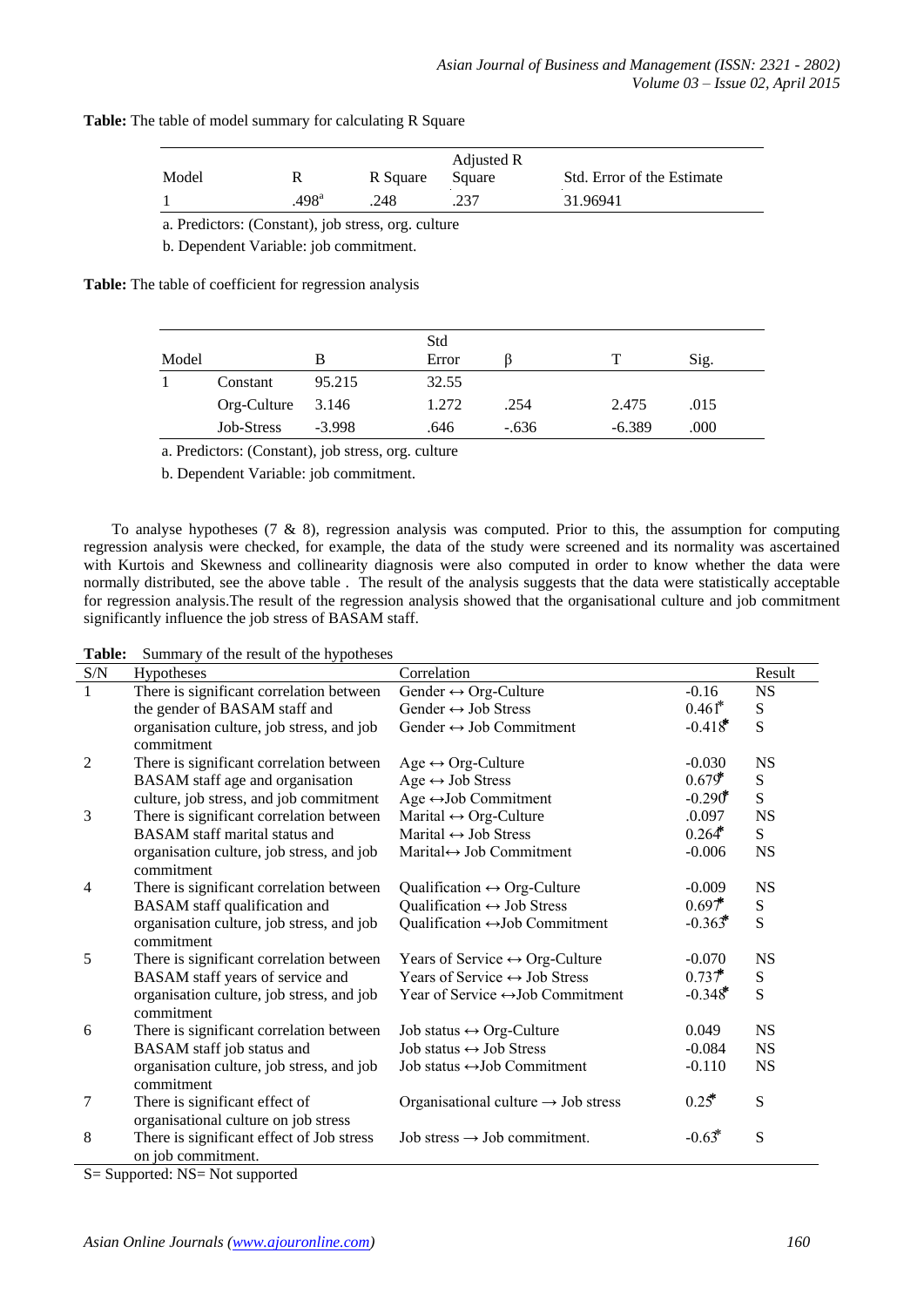**Table:** The table of model summary for calculating R Square

| Model | R | R Square | Adjusted R Square | Std. Error of the Estimate |
|---|---|---|---|---|
| 1 | .498[a] | .248 | .237 | 31.96941 |

a. Predictors: (Constant), job stress, org. culture

b. Dependent Variable: job commitment.

**Table:** The table of coefficient for regression analysis

| Model | | B | Std Error | β | T | Sig. |
|---|---|---|---|---|---|---|
| 1 | Constant | 95.215 | 32.55 | | | |
| | Org-Culture | 3.146 | 1.272 | .254 | 2.475 | .015 |
| | Job-Stress | -3.998 | .646 | -.636 | -6.389 | .000 |

a. Predictors: (Constant), job stress, org. culture

b. Dependent Variable: job commitment.

To analyse hypotheses (7 & 8), regression analysis was computed. Prior to this, the assumption for computing regression analysis were checked, for example, the data of the study were screened and its normality was ascertained with Kurtois and Skewness and collinearity diagnosis were also computed in order to know whether the data were normally distributed, see the above table . The result of the analysis suggests that the data were statistically acceptable for regression analysis.The result of the regression analysis showed that the organisational culture and job commitment significantly influence the job stress of BASAM staff.

**Table:** Summary of the result of the hypotheses

| S/N | Hypotheses | Correlation | | Result |
|---|---|---|---|---|
| 1 | There is significant correlation between the gender of BASAM staff and organisation culture, job stress, and job commitment | Gender ↔ Org-Culture | -0.16 | NS |
| | | Gender ↔ Job Stress | 0.461* | S |
| | | Gender ↔ Job Commitment | -0.418* | S |
| 2 | There is significant correlation between BASAM staff age and organisation culture, job stress, and job commitment | Age ↔ Org-Culture | -0.030 | NS |
| | | Age ↔ Job Stress | 0.679* | S |
| | | Age ↔Job Commitment | -0.290* | S |
| 3 | There is significant correlation between BASAM staff marital status and organisation culture, job stress, and job commitment | Marital ↔ Org-Culture | .0.097 | NS |
| | | Marital ↔ Job Stress | 0.264* | S |
| | | Marital↔ Job Commitment | -0.006 | NS |
| 4 | There is significant correlation between BASAM staff qualification and organisation culture, job stress, and job commitment | Qualification ↔ Org-Culture | -0.009 | NS |
| | | Qualification ↔ Job Stress | 0.697* | S |
| | | Qualification ↔Job Commitment | -0.363* | S |
| 5 | There is significant correlation between BASAM staff years of service and organisation culture, job stress, and job commitment | Years of Service ↔ Org-Culture | -0.070 | NS |
| | | Years of Service ↔ Job Stress | 0.737* | S |
| | | Year of Service ↔Job Commitment | -0.348* | S |
| 6 | There is significant correlation between BASAM staff job status and organisation culture, job stress, and job commitment | Job status ↔ Org-Culture | 0.049 | NS |
| | | Job status ↔ Job Stress | -0.084 | NS |
| | | Job status ↔Job Commitment | -0.110 | NS |
| 7 | There is significant effect of organisational culture on job stress | Organisational culture → Job stress | 0.25* | S |
| 8 | There is significant effect of Job stress on job commitment. | Job stress → Job commitment. | -0.63* | S |

S= Supported: NS= Not supported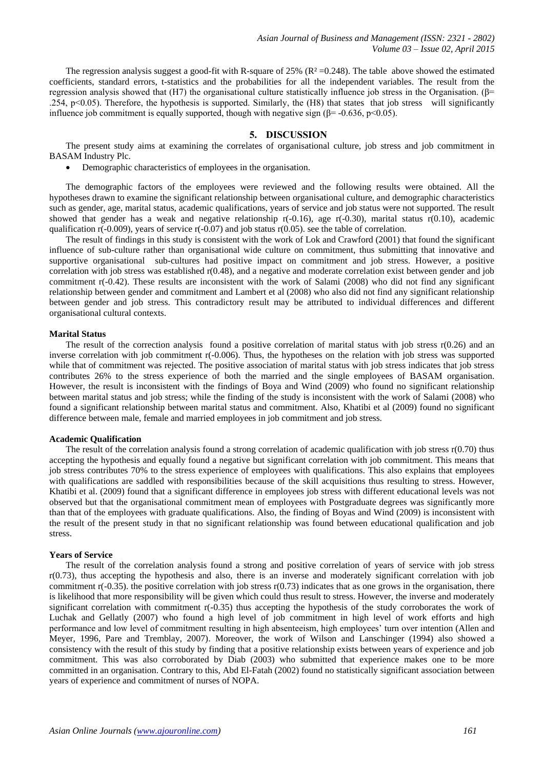The regression analysis suggest a good-fit with R-square of 25% ($R^2 = 0.248$). The table above showed the estimated coefficients, standard errors, t-statistics and the probabilities for all the independent variables. The result from the regression analysis showed that (H7) the organisational culture statistically influence job stress in the Organisation. ($\beta = .254$, $p<0.05$). Therefore, the hypothesis is supported. Similarly, the (H8) that states that job stress will significantly influence job commitment is equally supported, though with negative sign ($\beta = -0.636$, $p<0.05$).

## 5. DISCUSSION

The present study aims at examining the correlates of organisational culture, job stress and job commitment in BASAM Industry Plc.

- Demographic characteristics of employees in the organisation.

The demographic factors of the employees were reviewed and the following results were obtained. All the hypotheses drawn to examine the significant relationship between organisational culture, and demographic characteristics such as gender, age, marital status, academic qualifications, years of service and job status were not supported. The result showed that gender has a weak and negative relationship r(-0.16), age r(-0.30), marital status r(0.10), academic qualification r(-0.009), years of service r(-0.07) and job status r(0.05). see the table of correlation.

The result of findings in this study is consistent with the work of Lok and Crawford (2001) that found the significant influence of sub-culture rather than organisational wide culture on commitment, thus submitting that innovative and supportive organisational sub-cultures had positive impact on commitment and job stress. However, a positive correlation with job stress was established r(0.48), and a negative and moderate correlation exist between gender and job commitment r(-0.42). These results are inconsistent with the work of Salami (2008) who did not find any significant relationship between gender and commitment and Lambert et al (2008) who also did not find any significant relationship between gender and job stress. This contradictory result may be attributed to individual differences and different organisational cultural contexts.

### Marital Status

The result of the correction analysis found a positive correlation of marital status with job stress r(0.26) and an inverse correlation with job commitment r(-0.006). Thus, the hypotheses on the relation with job stress was supported while that of commitment was rejected. The positive association of marital status with job stress indicates that job stress contributes 26% to the stress experience of both the married and the single employees of BASAM organisation. However, the result is inconsistent with the findings of Boya and Wind (2009) who found no significant relationship between marital status and job stress; while the finding of the study is inconsistent with the work of Salami (2008) who found a significant relationship between marital status and commitment. Also, Khatibi et al (2009) found no significant difference between male, female and married employees in job commitment and job stress.

### Academic Qualification

The result of the correlation analysis found a strong correlation of academic qualification with job stress r(0.70) thus accepting the hypothesis and equally found a negative but significant correlation with job commitment. This means that job stress contributes 70% to the stress experience of employees with qualifications. This also explains that employees with qualifications are saddled with responsibilities because of the skill acquisitions thus resulting to stress. However, Khatibi et al. (2009) found that a significant difference in employees job stress with different educational levels was not observed but that the organisational commitment mean of employees with Postgraduate degrees was significantly more than that of the employees with graduate qualifications. Also, the finding of Boyas and Wind (2009) is inconsistent with the result of the present study in that no significant relationship was found between educational qualification and job stress.

### Years of Service

The result of the correlation analysis found a strong and positive correlation of years of service with job stress r(0.73), thus accepting the hypothesis and also, there is an inverse and moderately significant correlation with job commitment r(-0.35). the positive correlation with job stress r(0.73) indicates that as one grows in the organisation, there is likelihood that more responsibility will be given which could thus result to stress. However, the inverse and moderately significant correlation with commitment r(-0.35) thus accepting the hypothesis of the study corroborates the work of Luchak and Gellatly (2007) who found a high level of job commitment in high level of work efforts and high performance and low level of commitment resulting in high absenteeism, high employees' turn over intention (Allen and Meyer, 1996, Pare and Tremblay, 2007). Moreover, the work of Wilson and Lanschinger (1994) also showed a consistency with the result of this study by finding that a positive relationship exists between years of experience and job commitment. This was also corroborated by Diab (2003) who submitted that experience makes one to be more committed in an organisation. Contrary to this, Abd El-Fatah (2002) found no statistically significant association between years of experience and commitment of nurses of NOPA.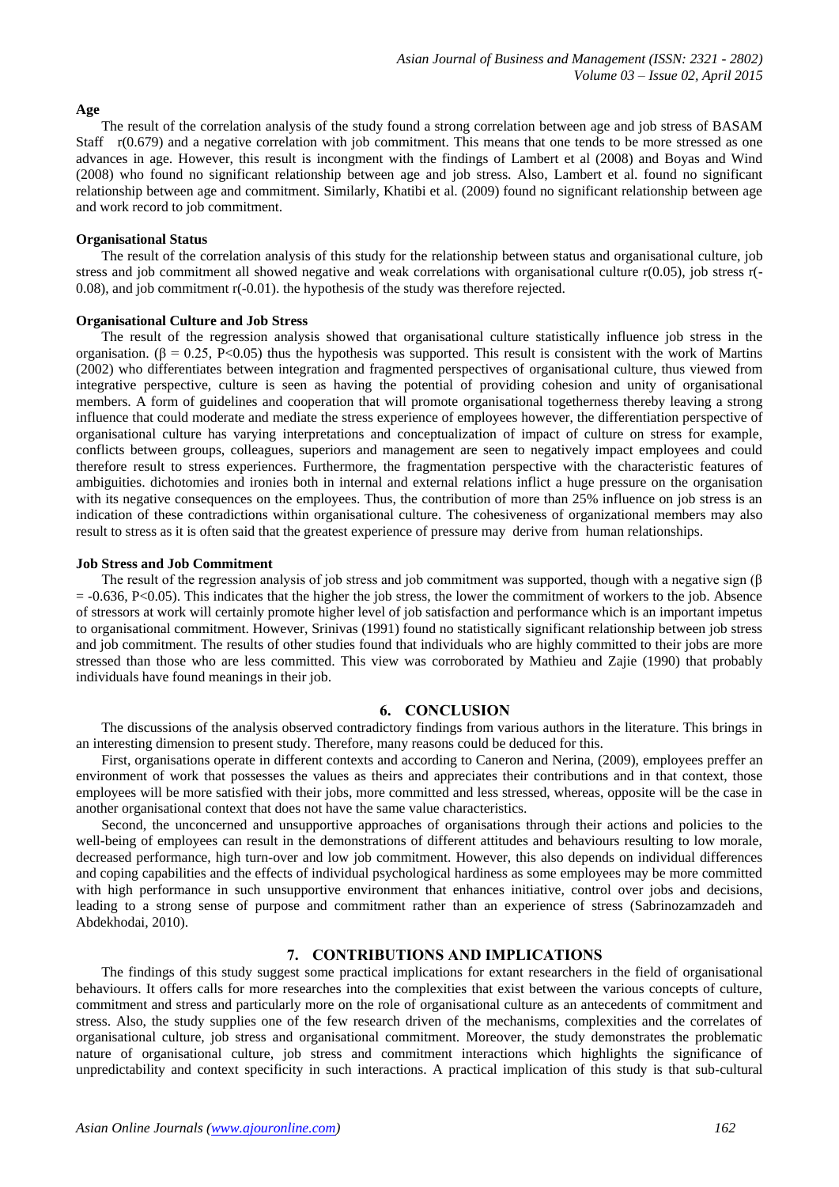### Age

The result of the correlation analysis of the study found a strong correlation between age and job stress of BASAM Staff r(0.679) and a negative correlation with job commitment. This means that one tends to be more stressed as one advances in age. However, this result is incongment with the findings of Lambert et al (2008) and Boyas and Wind (2008) who found no significant relationship between age and job stress. Also, Lambert et al. found no significant relationship between age and commitment. Similarly, Khatibi et al. (2009) found no significant relationship between age and work record to job commitment.

### Organisational Status

The result of the correlation analysis of this study for the relationship between status and organisational culture, job stress and job commitment all showed negative and weak correlations with organisational culture r(0.05), job stress r(-0.08), and job commitment r(-0.01). the hypothesis of the study was therefore rejected.

### Organisational Culture and Job Stress

The result of the regression analysis showed that organisational culture statistically influence job stress in the organisation. ($\beta = 0.25$, $P<0.05$) thus the hypothesis was supported. This result is consistent with the work of Martins (2002) who differentiates between integration and fragmented perspectives of organisational culture, thus viewed from integrative perspective, culture is seen as having the potential of providing cohesion and unity of organisational members. A form of guidelines and cooperation that will promote organisational togetherness thereby leaving a strong influence that could moderate and mediate the stress experience of employees however, the differentiation perspective of organisational culture has varying interpretations and conceptualization of impact of culture on stress for example, conflicts between groups, colleagues, superiors and management are seen to negatively impact employees and could therefore result to stress experiences. Furthermore, the fragmentation perspective with the characteristic features of ambiguities. dichotomies and ironies both in internal and external relations inflict a huge pressure on the organisation with its negative consequences on the employees. Thus, the contribution of more than 25% influence on job stress is an indication of these contradictions within organisational culture. The cohesiveness of organizational members may also result to stress as it is often said that the greatest experience of pressure may derive from human relationships.

### Job Stress and Job Commitment

The result of the regression analysis of job stress and job commitment was supported, though with a negative sign ($\beta = -0.636$, $P<0.05$). This indicates that the higher the job stress, the lower the commitment of workers to the job. Absence of stressors at work will certainly promote higher level of job satisfaction and performance which is an important impetus to organisational commitment. However, Srinivas (1991) found no statistically significant relationship between job stress and job commitment. The results of other studies found that individuals who are highly committed to their jobs are more stressed than those who are less committed. This view was corroborated by Mathieu and Zajie (1990) that probably individuals have found meanings in their job.

## 6. CONCLUSION

The discussions of the analysis observed contradictory findings from various authors in the literature. This brings in an interesting dimension to present study. Therefore, many reasons could be deduced for this.

First, organisations operate in different contexts and according to Caneron and Nerina, (2009), employees preffer an environment of work that possesses the values as theirs and appreciates their contributions and in that context, those employees will be more satisfied with their jobs, more committed and less stressed, whereas, opposite will be the case in another organisational context that does not have the same value characteristics.

Second, the unconcerned and unsupportive approaches of organisations through their actions and policies to the well-being of employees can result in the demonstrations of different attitudes and behaviours resulting to low morale, decreased performance, high turn-over and low job commitment. However, this also depends on individual differences and coping capabilities and the effects of individual psychological hardiness as some employees may be more committed with high performance in such unsupportive environment that enhances initiative, control over jobs and decisions, leading to a strong sense of purpose and commitment rather than an experience of stress (Sabrinozamzadeh and Abdekhodai, 2010).

## 7. CONTRIBUTIONS AND IMPLICATIONS

The findings of this study suggest some practical implications for extant researchers in the field of organisational behaviours. It offers calls for more researches into the complexities that exist between the various concepts of culture, commitment and stress and particularly more on the role of organisational culture as an antecedents of commitment and stress. Also, the study supplies one of the few research driven of the mechanisms, complexities and the correlates of organisational culture, job stress and organisational commitment. Moreover, the study demonstrates the problematic nature of organisational culture, job stress and commitment interactions which highlights the significance of unpredictability and context specificity in such interactions. A practical implication of this study is that sub-cultural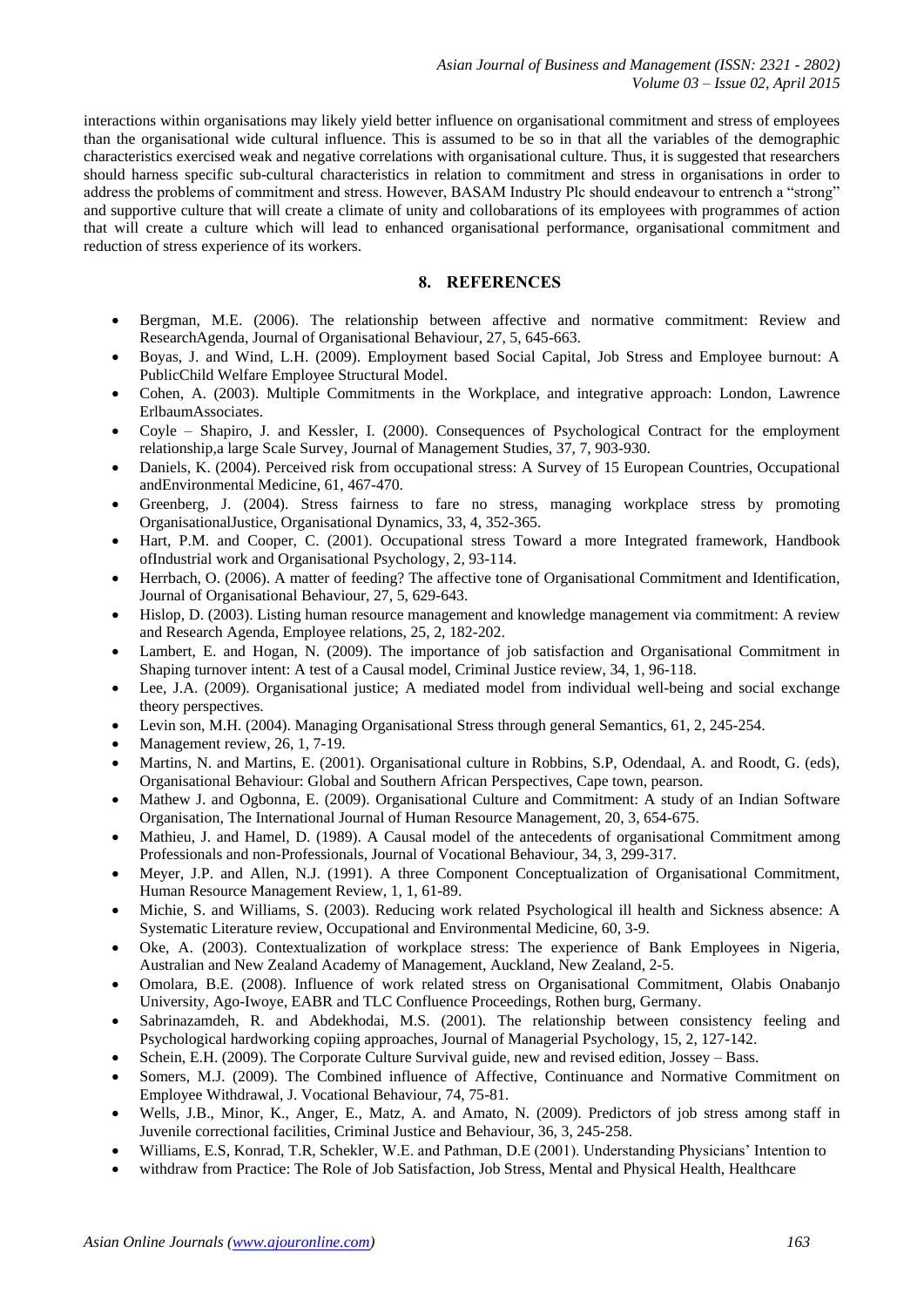interactions within organisations may likely yield better influence on organisational commitment and stress of employees than the organisational wide cultural influence. This is assumed to be so in that all the variables of the demographic characteristics exercised weak and negative correlations with organisational culture. Thus, it is suggested that researchers should harness specific sub-cultural characteristics in relation to commitment and stress in organisations in order to address the problems of commitment and stress. However, BASAM Industry Plc should endeavour to entrench a "strong" and supportive culture that will create a climate of unity and collobarations of its employees with programmes of action that will create a culture which will lead to enhanced organisational performance, organisational commitment and reduction of stress experience of its workers.

## 8. REFERENCES

- Bergman, M.E. (2006). The relationship between affective and normative commitment: Review and ResearchAgenda, Journal of Organisational Behaviour, 27, 5, 645-663.
- Boyas, J. and Wind, L.H. (2009). Employment based Social Capital, Job Stress and Employee burnout: A PublicChild Welfare Employee Structural Model.
- Cohen, A. (2003). Multiple Commitments in the Workplace, and integrative approach: London, Lawrence ErlbaumAssociates.
- Coyle – Shapiro, J. and Kessler, I. (2000). Consequences of Psychological Contract for the employment relationship,a large Scale Survey, Journal of Management Studies, 37, 7, 903-930.
- Daniels, K. (2004). Perceived risk from occupational stress: A Survey of 15 European Countries, Occupational andEnvironmental Medicine, 61, 467-470.
- Greenberg, J. (2004). Stress fairness to fare no stress, managing workplace stress by promoting OrganisationalJustice, Organisational Dynamics, 33, 4, 352-365.
- Hart, P.M. and Cooper, C. (2001). Occupational stress Toward a more Integrated framework, Handbook ofIndustrial work and Organisational Psychology, 2, 93-114.
- Herrbach, O. (2006). A matter of feeding? The affective tone of Organisational Commitment and Identification, Journal of Organisational Behaviour, 27, 5, 629-643.
- Hislop, D. (2003). Listing human resource management and knowledge management via commitment: A review and Research Agenda, Employee relations, 25, 2, 182-202.
- Lambert, E. and Hogan, N. (2009). The importance of job satisfaction and Organisational Commitment in Shaping turnover intent: A test of a Causal model, Criminal Justice review, 34, 1, 96-118.
- Lee, J.A. (2009). Organisational justice; A mediated model from individual well-being and social exchange theory perspectives.
- Levin son, M.H. (2004). Managing Organisational Stress through general Semantics, 61, 2, 245-254.
- Management review, 26, 1, 7-19.
- Martins, N. and Martins, E. (2001). Organisational culture in Robbins, S.P, Odendaal, A. and Roodt, G. (eds), Organisational Behaviour: Global and Southern African Perspectives, Cape town, pearson.
- Mathew J. and Ogbonna, E. (2009). Organisational Culture and Commitment: A study of an Indian Software Organisation, The International Journal of Human Resource Management, 20, 3, 654-675.
- Mathieu, J. and Hamel, D. (1989). A Causal model of the antecedents of organisational Commitment among Professionals and non-Professionals, Journal of Vocational Behaviour, 34, 3, 299-317.
- Meyer, J.P. and Allen, N.J. (1991). A three Component Conceptualization of Organisational Commitment, Human Resource Management Review, 1, 1, 61-89.
- Michie, S. and Williams, S. (2003). Reducing work related Psychological ill health and Sickness absence: A Systematic Literature review, Occupational and Environmental Medicine, 60, 3-9.
- Oke, A. (2003). Contextualization of workplace stress: The experience of Bank Employees in Nigeria, Australian and New Zealand Academy of Management, Auckland, New Zealand, 2-5.
- Omolara, B.E. (2008). Influence of work related stress on Organisational Commitment, Olabis Onabanjo University, Ago-Iwoye, EABR and TLC Confluence Proceedings, Rothen burg, Germany.
- Sabrinazamdeh, R. and Abdekhodai, M.S. (2001). The relationship between consistency feeling and Psychological hardworking copiing approaches, Journal of Managerial Psychology, 15, 2, 127-142.
- Schein, E.H. (2009). The Corporate Culture Survival guide, new and revised edition, Jossey – Bass.
- Somers, M.J. (2009). The Combined influence of Affective, Continuance and Normative Commitment on Employee Withdrawal, J. Vocational Behaviour, 74, 75-81.
- Wells, J.B., Minor, K., Anger, E., Matz, A. and Amato, N. (2009). Predictors of job stress among staff in Juvenile correctional facilities, Criminal Justice and Behaviour, 36, 3, 245-258.
- Williams, E.S, Konrad, T.R, Schekler, W.E. and Pathman, D.E (2001). Understanding Physicians' Intention to
- withdraw from Practice: The Role of Job Satisfaction, Job Stress, Mental and Physical Health, Healthcare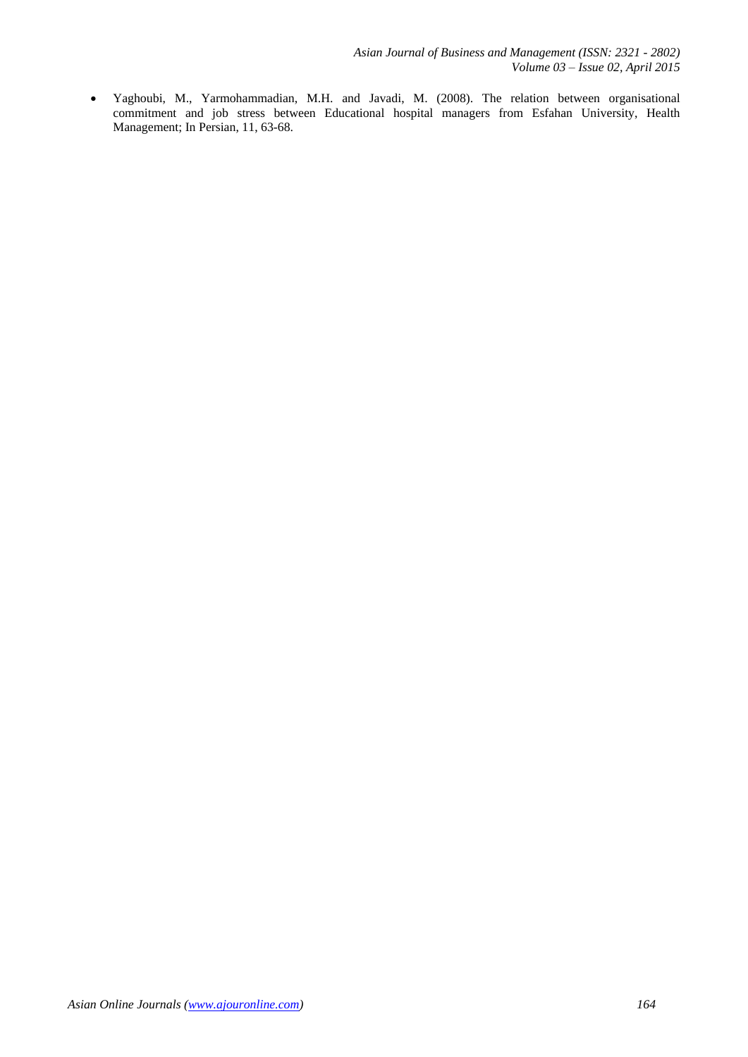- Yaghoubi, M., Yarmohammadian, M.H. and Javadi, M. (2008). The relation between organisational commitment and job stress between Educational hospital managers from Esfahan University, Health Management; In Persian, 11, 63-68.